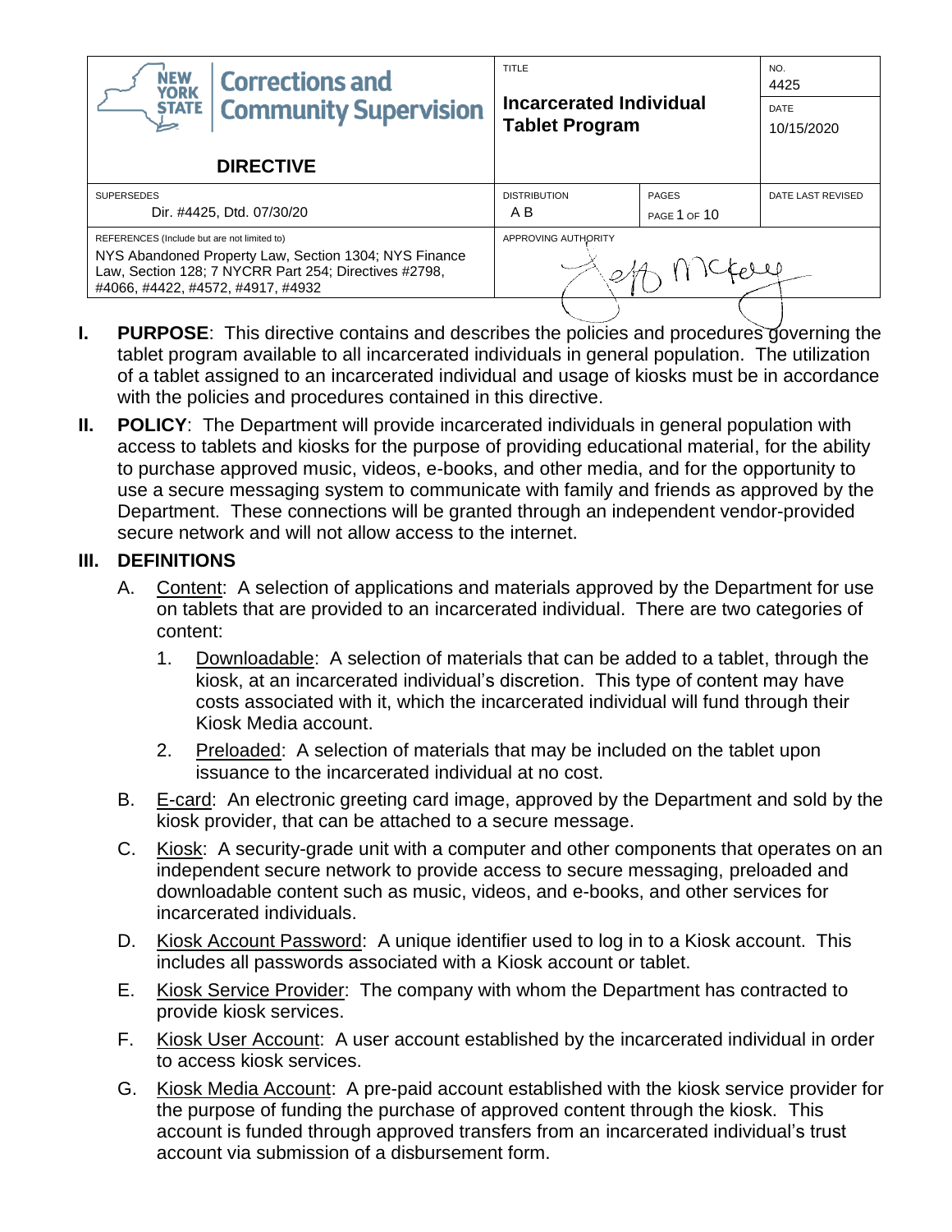| NEW YORK STATE Corrections and Community Supervision **DIRECTIVE** | TITLE **Incarcerated Individual Tablet Program** | | NO. 4425 DATE 10/15/2020 |
|---|---|---|---|
| SUPERSEDES Dir. #4425, Dtd. 07/30/20 | DISTRIBUTION A B | PAGES PAGE 1 OF 10 | DATE LAST REVISED |
| REFERENCES (Include but are not limited to) NYS Abandoned Property Law, Section 1304; NYS Finance Law, Section 128; 7 NYCRR Part 254; Directives #2798, #4066, #4422, #4572, #4917, #4932 | APPROVING AUTHORITY | | |

**I. PURPOSE**: This directive contains and describes the policies and procedures governing the tablet program available to all incarcerated individuals in general population. The utilization of a tablet assigned to an incarcerated individual and usage of kiosks must be in accordance with the policies and procedures contained in this directive.

**II. POLICY**: The Department will provide incarcerated individuals in general population with access to tablets and kiosks for the purpose of providing educational material, for the ability to purchase approved music, videos, e-books, and other media, and for the opportunity to use a secure messaging system to communicate with family and friends as approved by the Department. These connections will be granted through an independent vendor-provided secure network and will not allow access to the internet.

**III. DEFINITIONS**

A. Content: A selection of applications and materials approved by the Department for use on tablets that are provided to an incarcerated individual. There are two categories of content:

1. Downloadable: A selection of materials that can be added to a tablet, through the kiosk, at an incarcerated individual's discretion. This type of content may have costs associated with it, which the incarcerated individual will fund through their Kiosk Media account.

2. Preloaded: A selection of materials that may be included on the tablet upon issuance to the incarcerated individual at no cost.

B. E-card: An electronic greeting card image, approved by the Department and sold by the kiosk provider, that can be attached to a secure message.

C. Kiosk: A security-grade unit with a computer and other components that operates on an independent secure network to provide access to secure messaging, preloaded and downloadable content such as music, videos, and e-books, and other services for incarcerated individuals.

D. Kiosk Account Password: A unique identifier used to log in to a Kiosk account. This includes all passwords associated with a Kiosk account or tablet.

E. Kiosk Service Provider: The company with whom the Department has contracted to provide kiosk services.

F. Kiosk User Account: A user account established by the incarcerated individual in order to access kiosk services.

G. Kiosk Media Account: A pre-paid account established with the kiosk service provider for the purpose of funding the purchase of approved content through the kiosk. This account is funded through approved transfers from an incarcerated individual's trust account via submission of a disbursement form.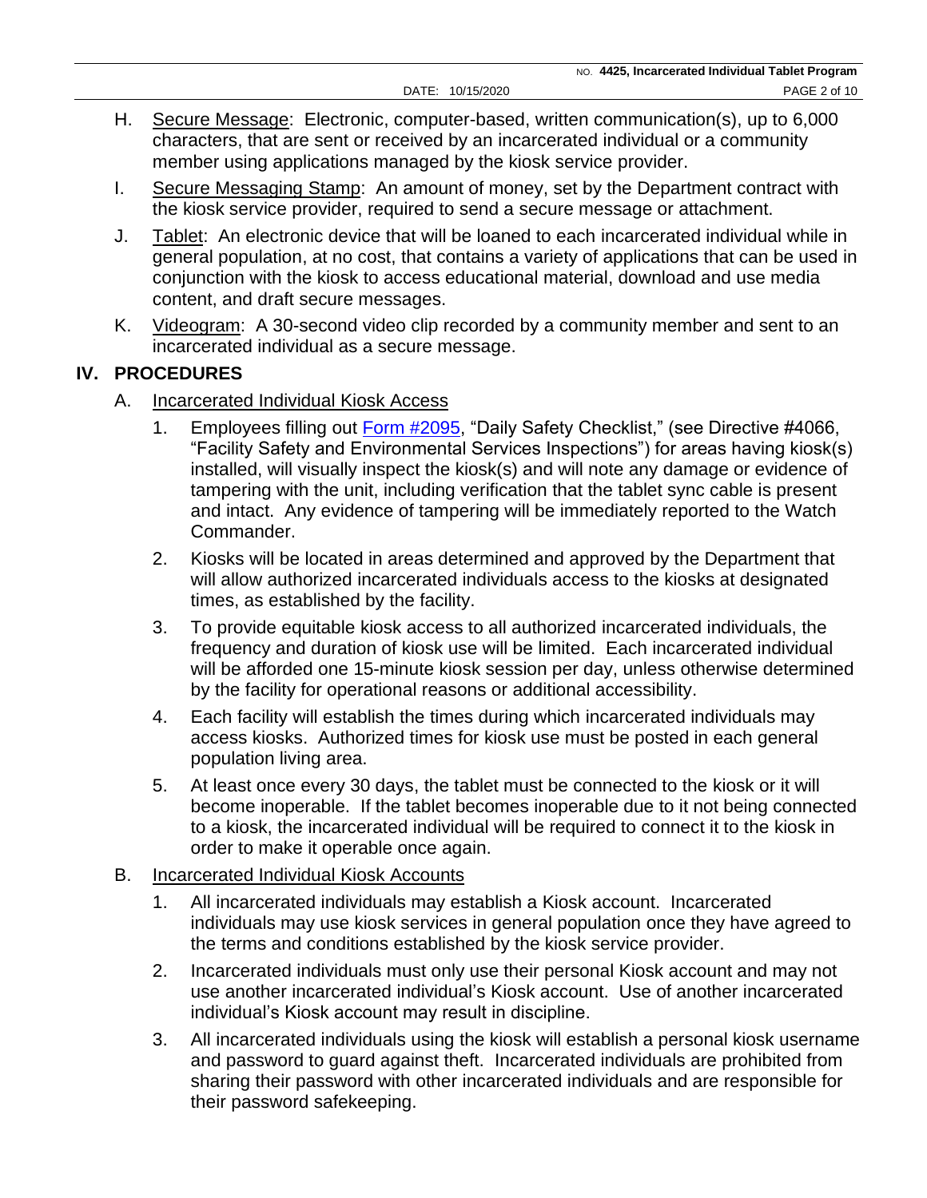H. Secure Message: Electronic, computer-based, written communication(s), up to 6,000 characters, that are sent or received by an incarcerated individual or a community member using applications managed by the kiosk service provider.

I. Secure Messaging Stamp: An amount of money, set by the Department contract with the kiosk service provider, required to send a secure message or attachment.

J. Tablet: An electronic device that will be loaned to each incarcerated individual while in general population, at no cost, that contains a variety of applications that can be used in conjunction with the kiosk to access educational material, download and use media content, and draft secure messages.

K. Videogram: A 30-second video clip recorded by a community member and sent to an incarcerated individual as a secure message.

## IV. PROCEDURES

A. Incarcerated Individual Kiosk Access

1. Employees filling out Form #2095, "Daily Safety Checklist," (see Directive #4066, "Facility Safety and Environmental Services Inspections") for areas having kiosk(s) installed, will visually inspect the kiosk(s) and will note any damage or evidence of tampering with the unit, including verification that the tablet sync cable is present and intact. Any evidence of tampering will be immediately reported to the Watch Commander.

2. Kiosks will be located in areas determined and approved by the Department that will allow authorized incarcerated individuals access to the kiosks at designated times, as established by the facility.

3. To provide equitable kiosk access to all authorized incarcerated individuals, the frequency and duration of kiosk use will be limited. Each incarcerated individual will be afforded one 15-minute kiosk session per day, unless otherwise determined by the facility for operational reasons or additional accessibility.

4. Each facility will establish the times during which incarcerated individuals may access kiosks. Authorized times for kiosk use must be posted in each general population living area.

5. At least once every 30 days, the tablet must be connected to the kiosk or it will become inoperable. If the tablet becomes inoperable due to it not being connected to a kiosk, the incarcerated individual will be required to connect it to the kiosk in order to make it operable once again.

B. Incarcerated Individual Kiosk Accounts

1. All incarcerated individuals may establish a Kiosk account. Incarcerated individuals may use kiosk services in general population once they have agreed to the terms and conditions established by the kiosk service provider.

2. Incarcerated individuals must only use their personal Kiosk account and may not use another incarcerated individual's Kiosk account. Use of another incarcerated individual's Kiosk account may result in discipline.

3. All incarcerated individuals using the kiosk will establish a personal kiosk username and password to guard against theft. Incarcerated individuals are prohibited from sharing their password with other incarcerated individuals and are responsible for their password safekeeping.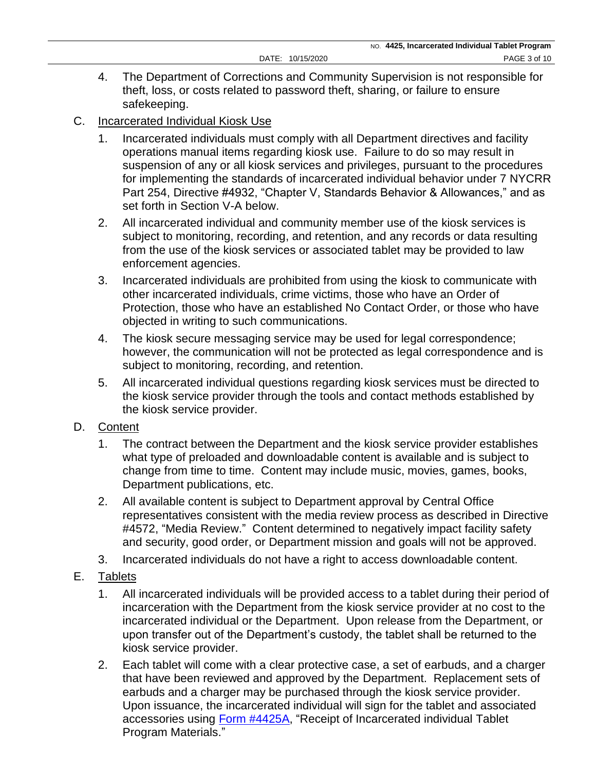4. The Department of Corrections and Community Supervision is not responsible for theft, loss, or costs related to password theft, sharing, or failure to ensure safekeeping.

C. Incarcerated Individual Kiosk Use

1. Incarcerated individuals must comply with all Department directives and facility operations manual items regarding kiosk use. Failure to do so may result in suspension of any or all kiosk services and privileges, pursuant to the procedures for implementing the standards of incarcerated individual behavior under 7 NYCRR Part 254, Directive #4932, "Chapter V, Standards Behavior & Allowances," and as set forth in Section V-A below.
2. All incarcerated individual and community member use of the kiosk services is subject to monitoring, recording, and retention, and any records or data resulting from the use of the kiosk services or associated tablet may be provided to law enforcement agencies.
3. Incarcerated individuals are prohibited from using the kiosk to communicate with other incarcerated individuals, crime victims, those who have an Order of Protection, those who have an established No Contact Order, or those who have objected in writing to such communications.
4. The kiosk secure messaging service may be used for legal correspondence; however, the communication will not be protected as legal correspondence and is subject to monitoring, recording, and retention.
5. All incarcerated individual questions regarding kiosk services must be directed to the kiosk service provider through the tools and contact methods established by the kiosk service provider.

D. Content

1. The contract between the Department and the kiosk service provider establishes what type of preloaded and downloadable content is available and is subject to change from time to time. Content may include music, movies, games, books, Department publications, etc.
2. All available content is subject to Department approval by Central Office representatives consistent with the media review process as described in Directive #4572, "Media Review." Content determined to negatively impact facility safety and security, good order, or Department mission and goals will not be approved.
3. Incarcerated individuals do not have a right to access downloadable content.

E. Tablets

1. All incarcerated individuals will be provided access to a tablet during their period of incarceration with the Department from the kiosk service provider at no cost to the incarcerated individual or the Department. Upon release from the Department, or upon transfer out of the Department's custody, the tablet shall be returned to the kiosk service provider.
2. Each tablet will come with a clear protective case, a set of earbuds, and a charger that have been reviewed and approved by the Department. Replacement sets of earbuds and a charger may be purchased through the kiosk service provider. Upon issuance, the incarcerated individual will sign for the tablet and associated accessories using Form #4425A, "Receipt of Incarcerated individual Tablet Program Materials."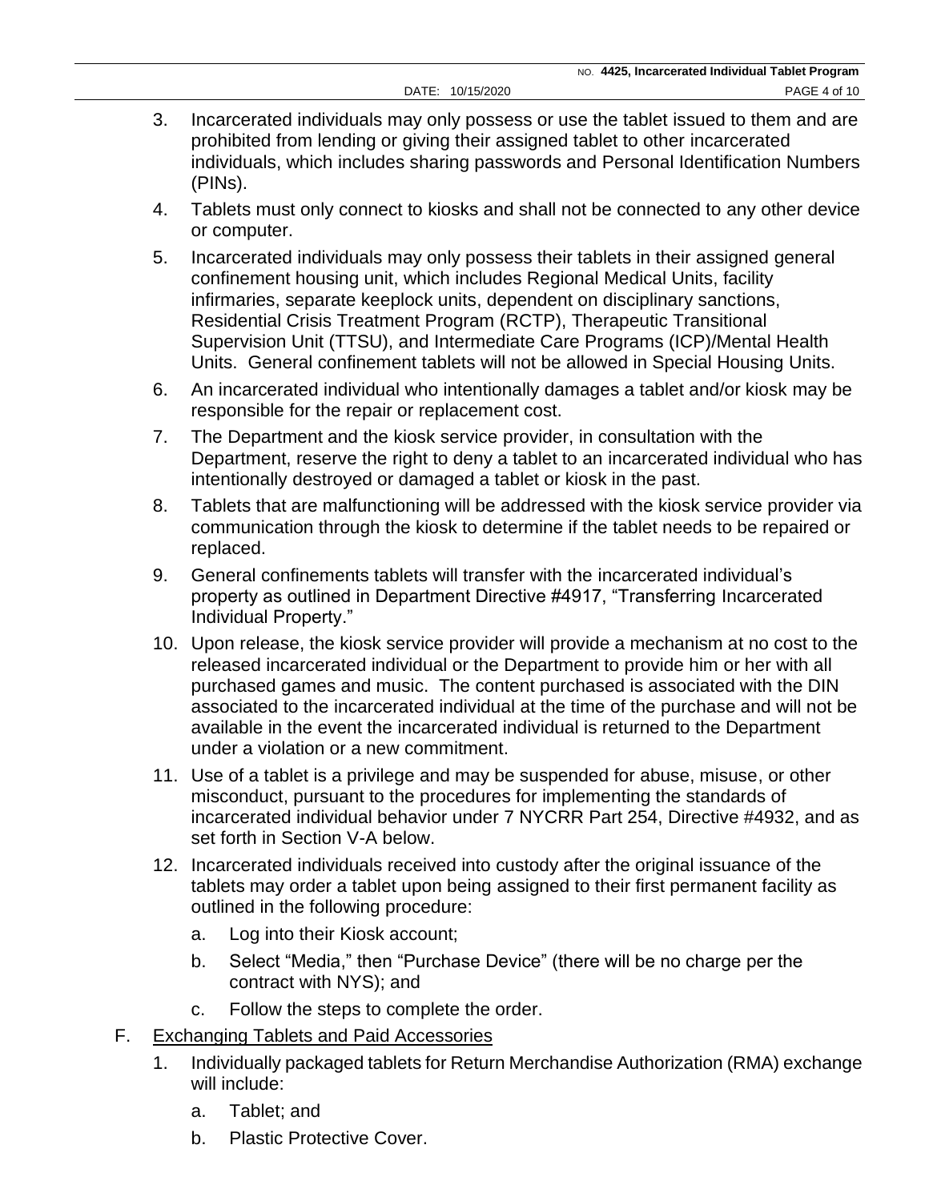3. Incarcerated individuals may only possess or use the tablet issued to them and are prohibited from lending or giving their assigned tablet to other incarcerated individuals, which includes sharing passwords and Personal Identification Numbers (PINs).

4. Tablets must only connect to kiosks and shall not be connected to any other device or computer.

5. Incarcerated individuals may only possess their tablets in their assigned general confinement housing unit, which includes Regional Medical Units, facility infirmaries, separate keeplock units, dependent on disciplinary sanctions, Residential Crisis Treatment Program (RCTP), Therapeutic Transitional Supervision Unit (TTSU), and Intermediate Care Programs (ICP)/Mental Health Units. General confinement tablets will not be allowed in Special Housing Units.

6. An incarcerated individual who intentionally damages a tablet and/or kiosk may be responsible for the repair or replacement cost.

7. The Department and the kiosk service provider, in consultation with the Department, reserve the right to deny a tablet to an incarcerated individual who has intentionally destroyed or damaged a tablet or kiosk in the past.

8. Tablets that are malfunctioning will be addressed with the kiosk service provider via communication through the kiosk to determine if the tablet needs to be repaired or replaced.

9. General confinements tablets will transfer with the incarcerated individual's property as outlined in Department Directive #4917, "Transferring Incarcerated Individual Property."

10. Upon release, the kiosk service provider will provide a mechanism at no cost to the released incarcerated individual or the Department to provide him or her with all purchased games and music. The content purchased is associated with the DIN associated to the incarcerated individual at the time of the purchase and will not be available in the event the incarcerated individual is returned to the Department under a violation or a new commitment.

11. Use of a tablet is a privilege and may be suspended for abuse, misuse, or other misconduct, pursuant to the procedures for implementing the standards of incarcerated individual behavior under 7 NYCRR Part 254, Directive #4932, and as set forth in Section V-A below.

12. Incarcerated individuals received into custody after the original issuance of the tablets may order a tablet upon being assigned to their first permanent facility as outlined in the following procedure:

    a. Log into their Kiosk account;

    b. Select "Media," then "Purchase Device" (there will be no charge per the contract with NYS); and

    c. Follow the steps to complete the order.

F. <u>Exchanging Tablets and Paid Accessories</u>

1. Individually packaged tablets for Return Merchandise Authorization (RMA) exchange will include:

    a. Tablet; and

    b. Plastic Protective Cover.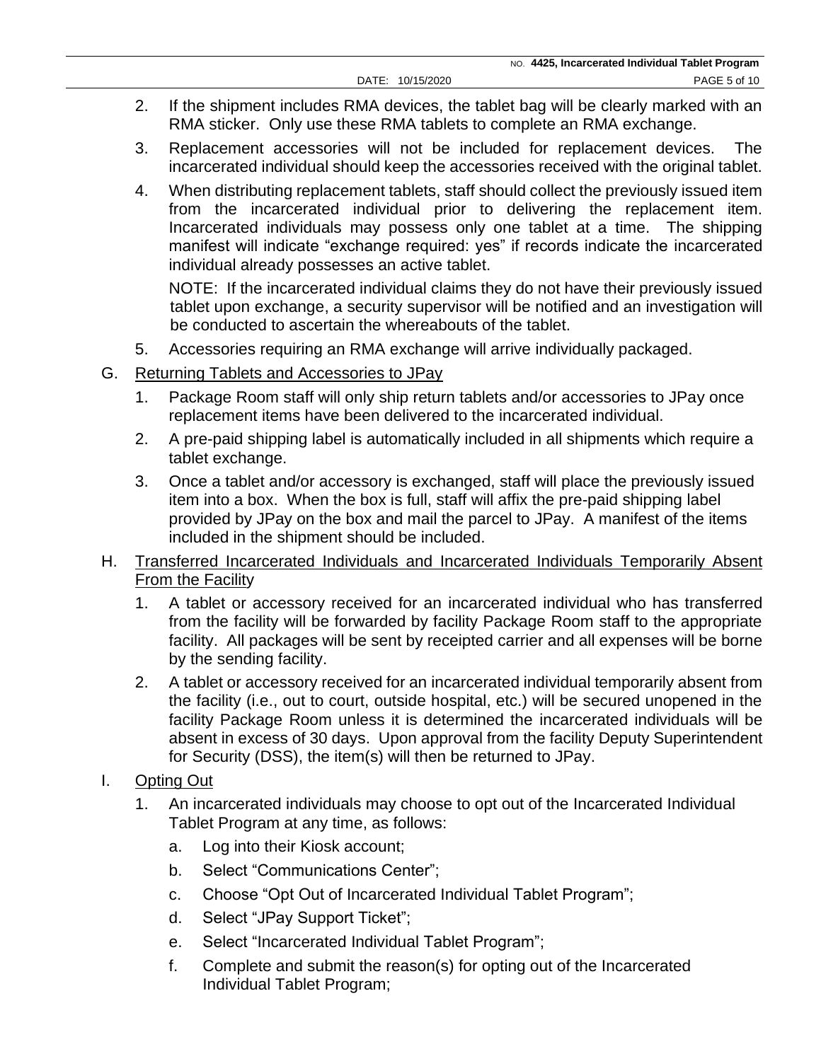2. If the shipment includes RMA devices, the tablet bag will be clearly marked with an RMA sticker. Only use these RMA tablets to complete an RMA exchange.

3. Replacement accessories will not be included for replacement devices. The incarcerated individual should keep the accessories received with the original tablet.

4. When distributing replacement tablets, staff should collect the previously issued item from the incarcerated individual prior to delivering the replacement item. Incarcerated individuals may possess only one tablet at a time. The shipping manifest will indicate "exchange required: yes" if records indicate the incarcerated individual already possesses an active tablet.

   NOTE: If the incarcerated individual claims they do not have their previously issued tablet upon exchange, a security supervisor will be notified and an investigation will be conducted to ascertain the whereabouts of the tablet.

5. Accessories requiring an RMA exchange will arrive individually packaged.

G. <u>Returning Tablets and Accessories to JPay</u>

1. Package Room staff will only ship return tablets and/or accessories to JPay once replacement items have been delivered to the incarcerated individual.

2. A pre-paid shipping label is automatically included in all shipments which require a tablet exchange.

3. Once a tablet and/or accessory is exchanged, staff will place the previously issued item into a box. When the box is full, staff will affix the pre-paid shipping label provided by JPay on the box and mail the parcel to JPay. A manifest of the items included in the shipment should be included.

H. <u>Transferred Incarcerated Individuals and Incarcerated Individuals Temporarily Absent From the Facility</u>

1. A tablet or accessory received for an incarcerated individual who has transferred from the facility will be forwarded by facility Package Room staff to the appropriate facility. All packages will be sent by receipted carrier and all expenses will be borne by the sending facility.

2. A tablet or accessory received for an incarcerated individual temporarily absent from the facility (i.e., out to court, outside hospital, etc.) will be secured unopened in the facility Package Room unless it is determined the incarcerated individuals will be absent in excess of 30 days. Upon approval from the facility Deputy Superintendent for Security (DSS), the item(s) will then be returned to JPay.

I. <u>Opting Out</u>

1. An incarcerated individuals may choose to opt out of the Incarcerated Individual Tablet Program at any time, as follows:

   a. Log into their Kiosk account;

   b. Select "Communications Center";

   c. Choose "Opt Out of Incarcerated Individual Tablet Program";

   d. Select "JPay Support Ticket";

   e. Select "Incarcerated Individual Tablet Program";

   f. Complete and submit the reason(s) for opting out of the Incarcerated Individual Tablet Program;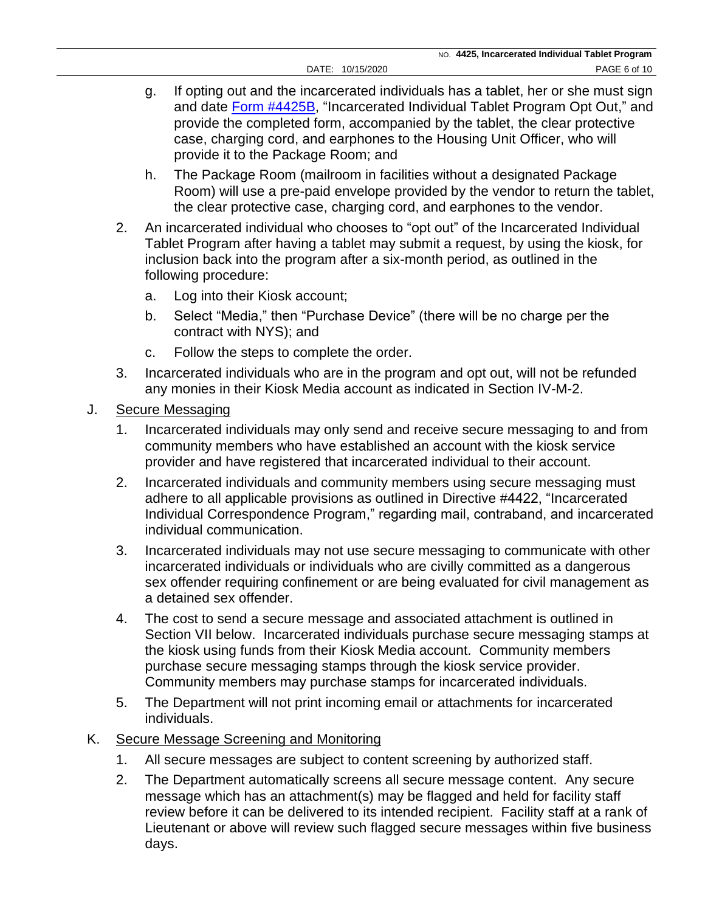g. If opting out and the incarcerated individuals has a tablet, her or she must sign and date [Form #4425B](), "Incarcerated Individual Tablet Program Opt Out," and provide the completed form, accompanied by the tablet, the clear protective case, charging cord, and earphones to the Housing Unit Officer, who will provide it to the Package Room; and

h. The Package Room (mailroom in facilities without a designated Package Room) will use a pre-paid envelope provided by the vendor to return the tablet, the clear protective case, charging cord, and earphones to the vendor.

2. An incarcerated individual who chooses to "opt out" of the Incarcerated Individual Tablet Program after having a tablet may submit a request, by using the kiosk, for inclusion back into the program after a six-month period, as outlined in the following procedure:

   a. Log into their Kiosk account;

   b. Select "Media," then "Purchase Device" (there will be no charge per the contract with NYS); and

   c. Follow the steps to complete the order.

3. Incarcerated individuals who are in the program and opt out, will not be refunded any monies in their Kiosk Media account as indicated in Section IV-M-2.

J. <u>Secure Messaging</u>

1. Incarcerated individuals may only send and receive secure messaging to and from community members who have established an account with the kiosk service provider and have registered that incarcerated individual to their account.

2. Incarcerated individuals and community members using secure messaging must adhere to all applicable provisions as outlined in Directive #4422, "Incarcerated Individual Correspondence Program," regarding mail, contraband, and incarcerated individual communication.

3. Incarcerated individuals may not use secure messaging to communicate with other incarcerated individuals or individuals who are civilly committed as a dangerous sex offender requiring confinement or are being evaluated for civil management as a detained sex offender.

4. The cost to send a secure message and associated attachment is outlined in Section VII below. Incarcerated individuals purchase secure messaging stamps at the kiosk using funds from their Kiosk Media account. Community members purchase secure messaging stamps through the kiosk service provider. Community members may purchase stamps for incarcerated individuals.

5. The Department will not print incoming email or attachments for incarcerated individuals.

K. <u>Secure Message Screening and Monitoring</u>

1. All secure messages are subject to content screening by authorized staff.

2. The Department automatically screens all secure message content. Any secure message which has an attachment(s) may be flagged and held for facility staff review before it can be delivered to its intended recipient. Facility staff at a rank of Lieutenant or above will review such flagged secure messages within five business days.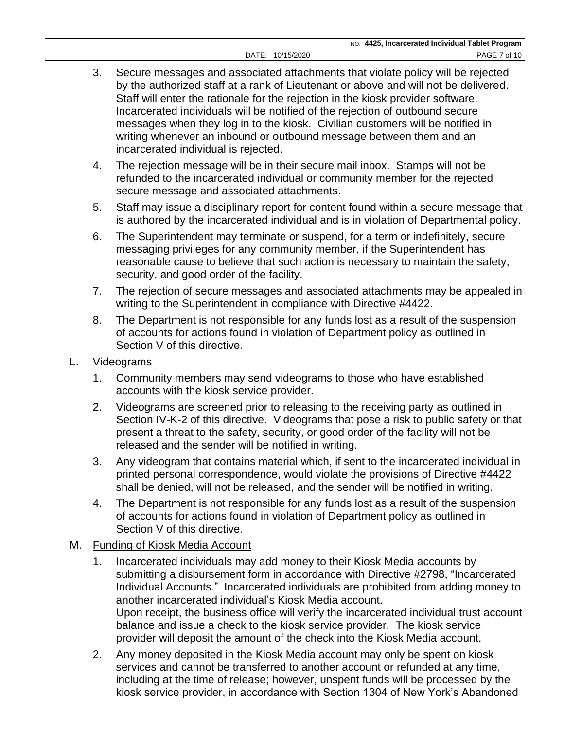3. Secure messages and associated attachments that violate policy will be rejected by the authorized staff at a rank of Lieutenant or above and will not be delivered. Staff will enter the rationale for the rejection in the kiosk provider software. Incarcerated individuals will be notified of the rejection of outbound secure messages when they log in to the kiosk. Civilian customers will be notified in writing whenever an inbound or outbound message between them and an incarcerated individual is rejected.

4. The rejection message will be in their secure mail inbox. Stamps will not be refunded to the incarcerated individual or community member for the rejected secure message and associated attachments.

5. Staff may issue a disciplinary report for content found within a secure message that is authored by the incarcerated individual and is in violation of Departmental policy.

6. The Superintendent may terminate or suspend, for a term or indefinitely, secure messaging privileges for any community member, if the Superintendent has reasonable cause to believe that such action is necessary to maintain the safety, security, and good order of the facility.

7. The rejection of secure messages and associated attachments may be appealed in writing to the Superintendent in compliance with Directive #4422.

8. The Department is not responsible for any funds lost as a result of the suspension of accounts for actions found in violation of Department policy as outlined in Section V of this directive.

L. Videograms

1. Community members may send videograms to those who have established accounts with the kiosk service provider.

2. Videograms are screened prior to releasing to the receiving party as outlined in Section IV-K-2 of this directive. Videograms that pose a risk to public safety or that present a threat to the safety, security, or good order of the facility will not be released and the sender will be notified in writing.

3. Any videogram that contains material which, if sent to the incarcerated individual in printed personal correspondence, would violate the provisions of Directive #4422 shall be denied, will not be released, and the sender will be notified in writing.

4. The Department is not responsible for any funds lost as a result of the suspension of accounts for actions found in violation of Department policy as outlined in Section V of this directive.

M. Funding of Kiosk Media Account

1. Incarcerated individuals may add money to their Kiosk Media accounts by submitting a disbursement form in accordance with Directive #2798, "Incarcerated Individual Accounts." Incarcerated individuals are prohibited from adding money to another incarcerated individual's Kiosk Media account.
   Upon receipt, the business office will verify the incarcerated individual trust account balance and issue a check to the kiosk service provider. The kiosk service provider will deposit the amount of the check into the Kiosk Media account.

2. Any money deposited in the Kiosk Media account may only be spent on kiosk services and cannot be transferred to another account or refunded at any time, including at the time of release; however, unspent funds will be processed by the kiosk service provider, in accordance with Section 1304 of New York's Abandoned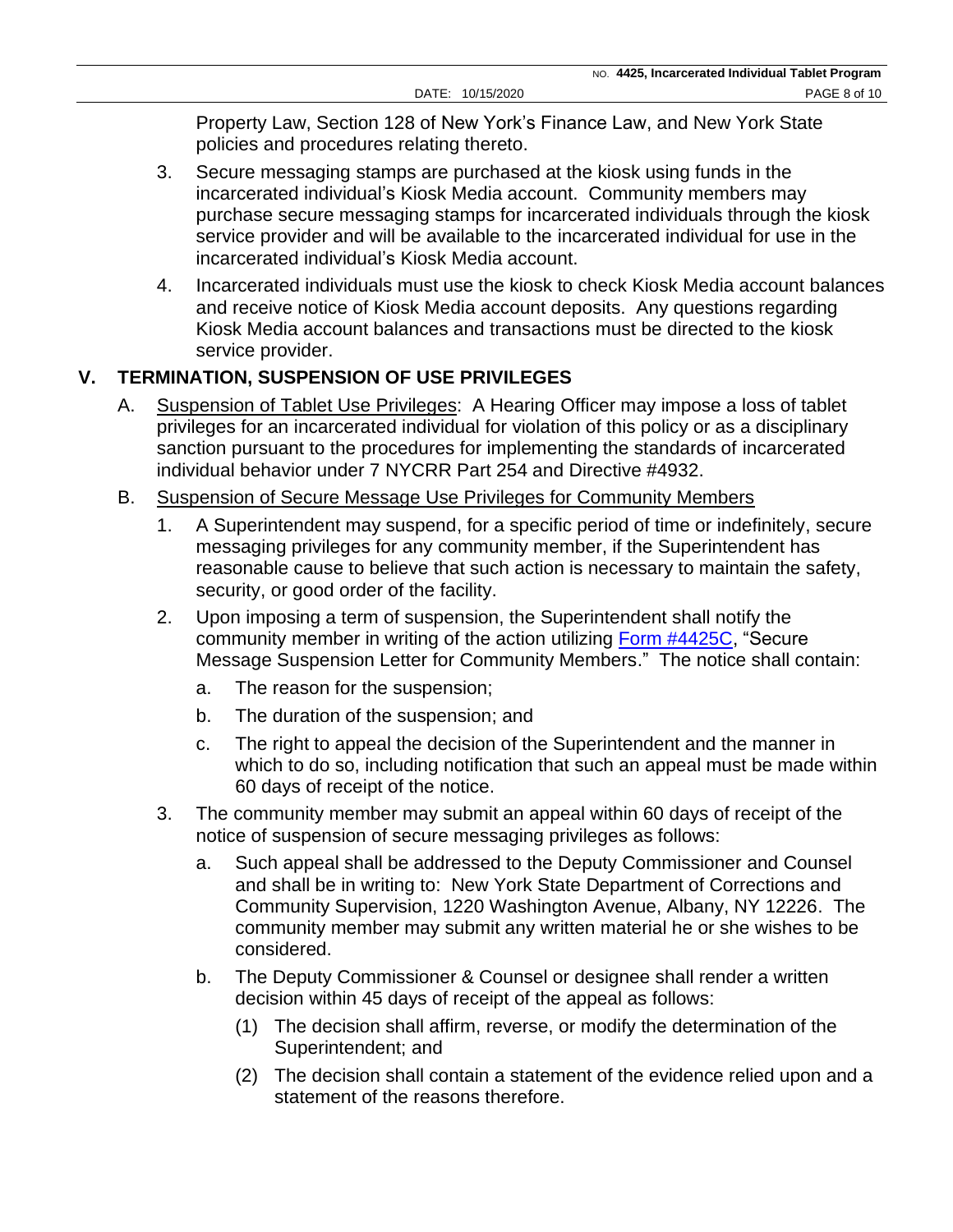Property Law, Section 128 of New York's Finance Law, and New York State policies and procedures relating thereto.

3. Secure messaging stamps are purchased at the kiosk using funds in the incarcerated individual's Kiosk Media account. Community members may purchase secure messaging stamps for incarcerated individuals through the kiosk service provider and will be available to the incarcerated individual for use in the incarcerated individual's Kiosk Media account.

4. Incarcerated individuals must use the kiosk to check Kiosk Media account balances and receive notice of Kiosk Media account deposits. Any questions regarding Kiosk Media account balances and transactions must be directed to the kiosk service provider.

## V. TERMINATION, SUSPENSION OF USE PRIVILEGES

A. <u>Suspension of Tablet Use Privileges</u>: A Hearing Officer may impose a loss of tablet privileges for an incarcerated individual for violation of this policy or as a disciplinary sanction pursuant to the procedures for implementing the standards of incarcerated individual behavior under 7 NYCRR Part 254 and Directive #4932.

B. <u>Suspension of Secure Message Use Privileges for Community Members</u>

1. A Superintendent may suspend, for a specific period of time or indefinitely, secure messaging privileges for any community member, if the Superintendent has reasonable cause to believe that such action is necessary to maintain the safety, security, or good order of the facility.

2. Upon imposing a term of suspension, the Superintendent shall notify the community member in writing of the action utilizing Form #4425C, "Secure Message Suspension Letter for Community Members." The notice shall contain:

   a. The reason for the suspension;

   b. The duration of the suspension; and

   c. The right to appeal the decision of the Superintendent and the manner in which to do so, including notification that such an appeal must be made within 60 days of receipt of the notice.

3. The community member may submit an appeal within 60 days of receipt of the notice of suspension of secure messaging privileges as follows:

   a. Such appeal shall be addressed to the Deputy Commissioner and Counsel and shall be in writing to: New York State Department of Corrections and Community Supervision, 1220 Washington Avenue, Albany, NY 12226. The community member may submit any written material he or she wishes to be considered.

   b. The Deputy Commissioner & Counsel or designee shall render a written decision within 45 days of receipt of the appeal as follows:

      (1) The decision shall affirm, reverse, or modify the determination of the Superintendent; and

      (2) The decision shall contain a statement of the evidence relied upon and a statement of the reasons therefore.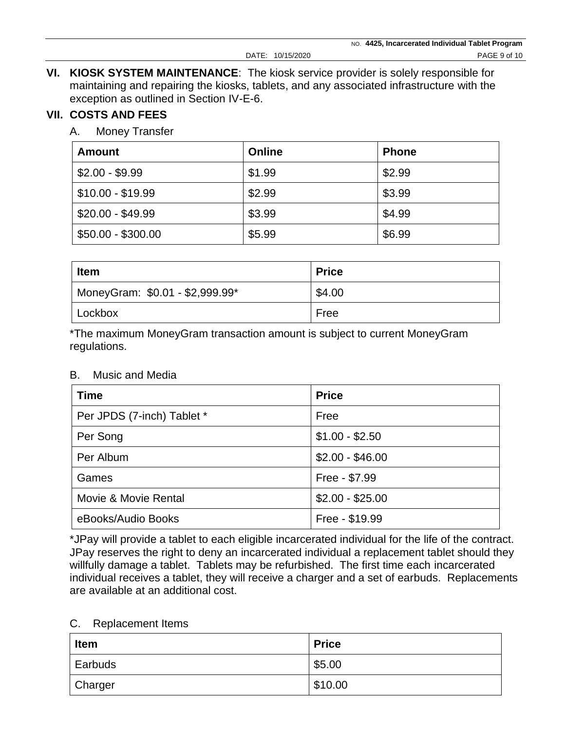## VI. KIOSK SYSTEM MAINTENANCE

**VI. KIOSK SYSTEM MAINTENANCE**: The kiosk service provider is solely responsible for maintaining and repairing the kiosks, tablets, and any associated infrastructure with the exception as outlined in Section IV-E-6.

## VII. COSTS AND FEES

A. Money Transfer

| Amount | Online | Phone |
|---|---|---|
| $2.00 - $9.99 | $1.99 | $2.99 |
| $10.00 - $19.99 | $2.99 | $3.99 |
| $20.00 - $49.99 | $3.99 | $4.99 |
| $50.00 - $300.00 | $5.99 | $6.99 |

| Item | Price |
|---|---|
| MoneyGram: $0.01 - $2,999.99* | $4.00 |
| Lockbox | Free |

*The maximum MoneyGram transaction amount is subject to current MoneyGram regulations.

B. Music and Media

| Time | Price |
|---|---|
| Per JPDS (7-inch) Tablet * | Free |
| Per Song | $1.00 - $2.50 |
| Per Album | $2.00 - $46.00 |
| Games | Free - $7.99 |
| Movie & Movie Rental | $2.00 - $25.00 |
| eBooks/Audio Books | Free - $19.99 |

*JPay will provide a tablet to each eligible incarcerated individual for the life of the contract. JPay reserves the right to deny an incarcerated individual a replacement tablet should they willfully damage a tablet. Tablets may be refurbished. The first time each incarcerated individual receives a tablet, they will receive a charger and a set of earbuds. Replacements are available at an additional cost.

C. Replacement Items

| Item | Price |
|---|---|
| Earbuds | $5.00 |
| Charger | $10.00 |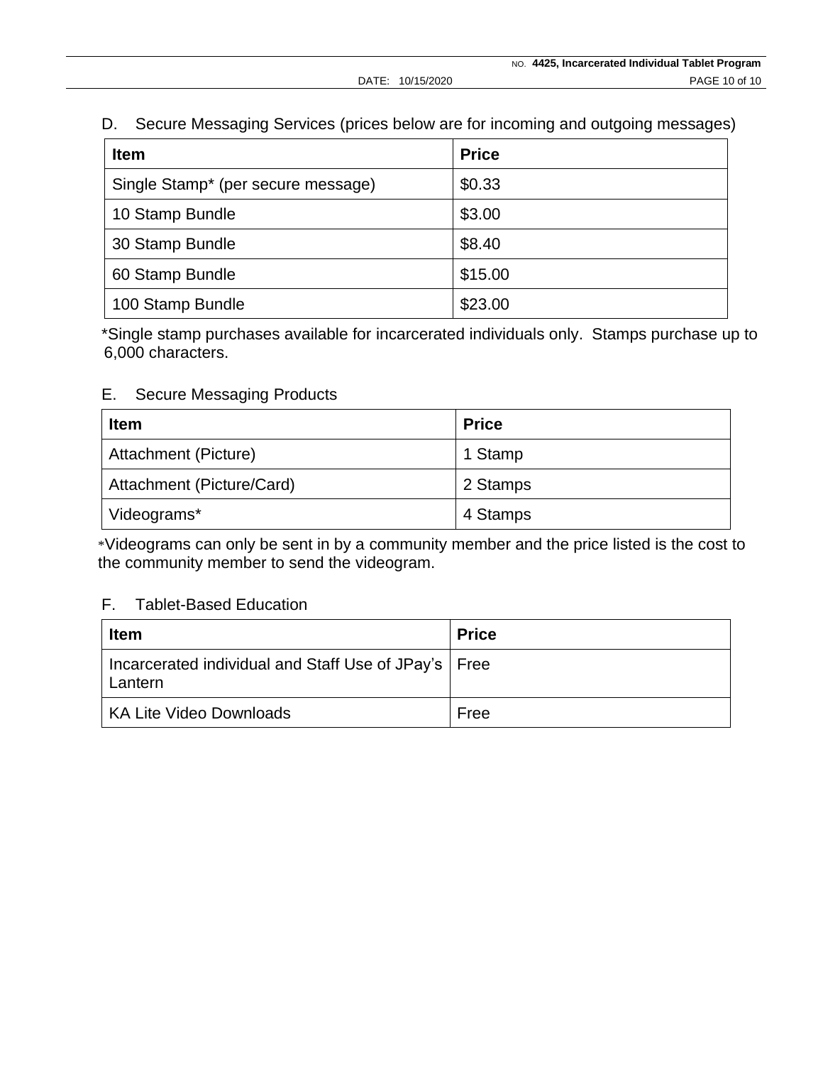D. Secure Messaging Services (prices below are for incoming and outgoing messages)

| Item | Price |
|---|---|
| Single Stamp* (per secure message) | $0.33 |
| 10 Stamp Bundle | $3.00 |
| 30 Stamp Bundle | $8.40 |
| 60 Stamp Bundle | $15.00 |
| 100 Stamp Bundle | $23.00 |

*Single stamp purchases available for incarcerated individuals only. Stamps purchase up to 6,000 characters.

E. Secure Messaging Products

| Item | Price |
|---|---|
| Attachment (Picture) | 1 Stamp |
| Attachment (Picture/Card) | 2 Stamps |
| Videograms* | 4 Stamps |

*Videograms can only be sent in by a community member and the price listed is the cost to the community member to send the videogram.

F. Tablet-Based Education

| Item | Price |
|---|---|
| Incarcerated individual and Staff Use of JPay's Lantern | Free |
| KA Lite Video Downloads | Free |